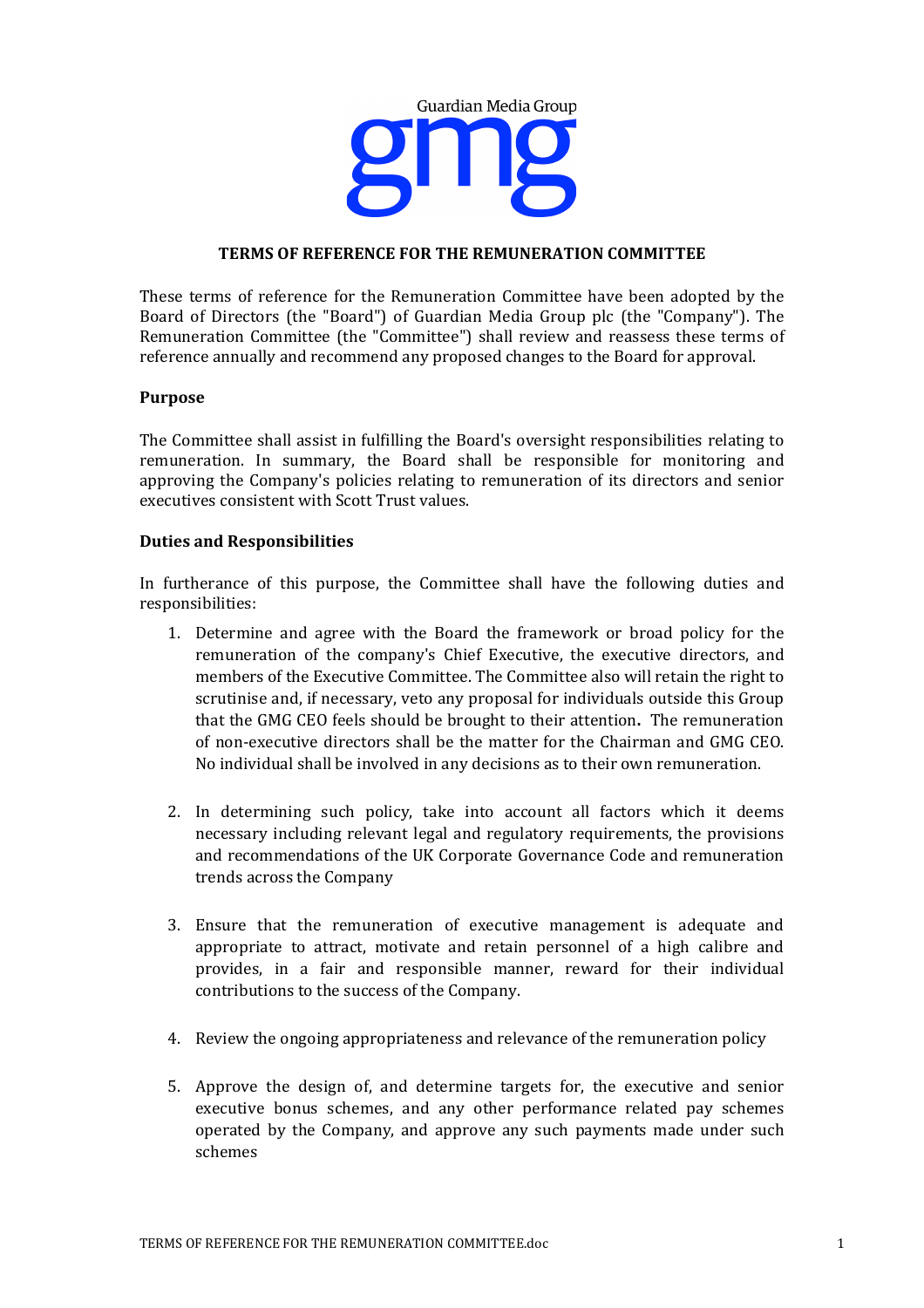Guardian Media Group

gmg

**TERMS OF REFERENCE FOR THE REMUNERATION COMMITTEE**

These terms of reference for the Remuneration Committee have been adopted by the Board of Directors (the "Board") of Guardian Media Group plc (the "Company"). The Remuneration Committee (the "Committee") shall review and reassess these terms of reference annually and recommend any proposed changes to the Board for approval.

**Purpose**

The Committee shall assist in fulfilling the Board's oversight responsibilities relating to remuneration. In summary, the Board shall be responsible for monitoring and approving the Company's policies relating to remuneration of its directors and senior executives consistent with Scott Trust values.

**Duties and Responsibilities**

In furtherance of this purpose, the Committee shall have the following duties and responsibilities:

1. Determine and agree with the Board the framework or broad policy for the remuneration of the company's Chief Executive, the executive directors, and members of the Executive Committee. The Committee also will retain the right to scrutinise and, if necessary, veto any proposal for individuals outside this Group that the GMG CEO feels should be brought to their attention**.** The remuneration of non-executive directors shall be the matter for the Chairman and GMG CEO. No individual shall be involved in any decisions as to their own remuneration.

2. In determining such policy, take into account all factors which it deems necessary including relevant legal and regulatory requirements, the provisions and recommendations of the UK Corporate Governance Code and remuneration trends across the Company

3. Ensure that the remuneration of executive management is adequate and appropriate to attract, motivate and retain personnel of a high calibre and provides, in a fair and responsible manner, reward for their individual contributions to the success of the Company.

4. Review the ongoing appropriateness and relevance of the remuneration policy

5. Approve the design of, and determine targets for, the executive and senior executive bonus schemes, and any other performance related pay schemes operated by the Company, and approve any such payments made under such schemes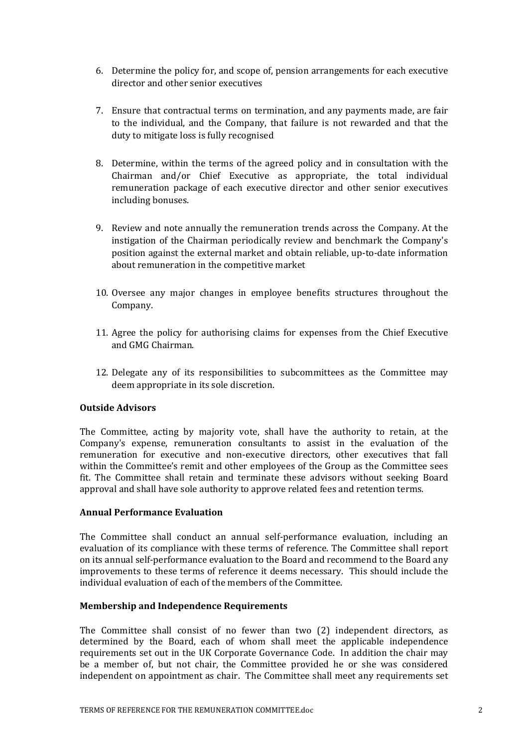6. Determine the policy for, and scope of, pension arrangements for each executive director and other senior executives

7. Ensure that contractual terms on termination, and any payments made, are fair to the individual, and the Company, that failure is not rewarded and that the duty to mitigate loss is fully recognised

8. Determine, within the terms of the agreed policy and in consultation with the Chairman and/or Chief Executive as appropriate, the total individual remuneration package of each executive director and other senior executives including bonuses.

9. Review and note annually the remuneration trends across the Company. At the instigation of the Chairman periodically review and benchmark the Company's position against the external market and obtain reliable, up-to-date information about remuneration in the competitive market

10. Oversee any major changes in employee benefits structures throughout the Company.

11. Agree the policy for authorising claims for expenses from the Chief Executive and GMG Chairman.

12. Delegate any of its responsibilities to subcommittees as the Committee may deem appropriate in its sole discretion.

**Outside Advisors**

The Committee, acting by majority vote, shall have the authority to retain, at the Company's expense, remuneration consultants to assist in the evaluation of the remuneration for executive and non-executive directors, other executives that fall within the Committee's remit and other employees of the Group as the Committee sees fit. The Committee shall retain and terminate these advisors without seeking Board approval and shall have sole authority to approve related fees and retention terms.

**Annual Performance Evaluation**

The Committee shall conduct an annual self-performance evaluation, including an evaluation of its compliance with these terms of reference. The Committee shall report on its annual self-performance evaluation to the Board and recommend to the Board any improvements to these terms of reference it deems necessary. This should include the individual evaluation of each of the members of the Committee.

**Membership and Independence Requirements**

The Committee shall consist of no fewer than two (2) independent directors, as determined by the Board, each of whom shall meet the applicable independence requirements set out in the UK Corporate Governance Code. In addition the chair may be a member of, but not chair, the Committee provided he or she was considered independent on appointment as chair. The Committee shall meet any requirements set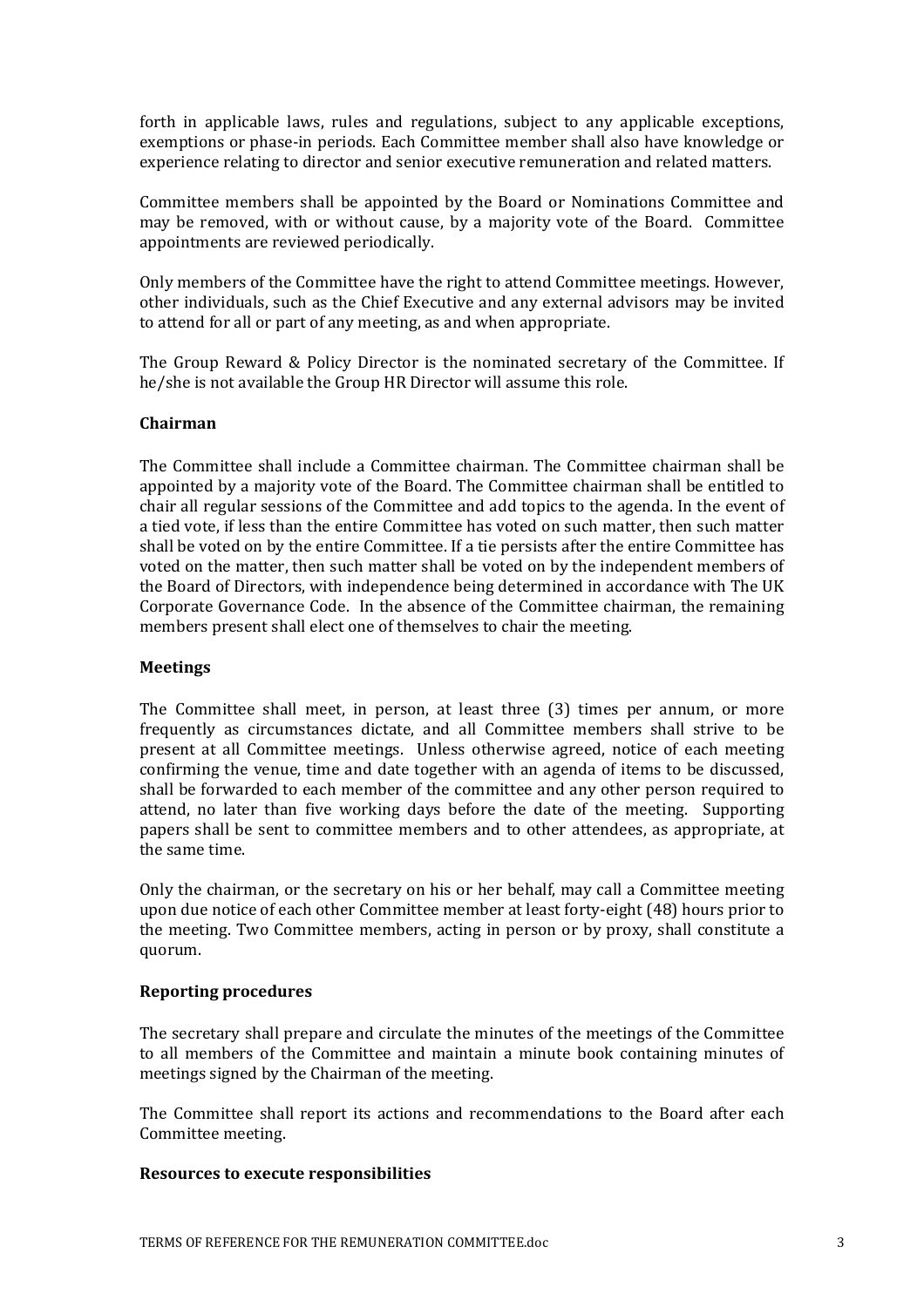forth in applicable laws, rules and regulations, subject to any applicable exceptions, exemptions or phase-in periods. Each Committee member shall also have knowledge or experience relating to director and senior executive remuneration and related matters.

Committee members shall be appointed by the Board or Nominations Committee and may be removed, with or without cause, by a majority vote of the Board. Committee appointments are reviewed periodically.

Only members of the Committee have the right to attend Committee meetings. However, other individuals, such as the Chief Executive and any external advisors may be invited to attend for all or part of any meeting, as and when appropriate.

The Group Reward & Policy Director is the nominated secretary of the Committee. If he/she is not available the Group HR Director will assume this role.

**Chairman**

The Committee shall include a Committee chairman. The Committee chairman shall be appointed by a majority vote of the Board. The Committee chairman shall be entitled to chair all regular sessions of the Committee and add topics to the agenda. In the event of a tied vote, if less than the entire Committee has voted on such matter, then such matter shall be voted on by the entire Committee. If a tie persists after the entire Committee has voted on the matter, then such matter shall be voted on by the independent members of the Board of Directors, with independence being determined in accordance with The UK Corporate Governance Code. In the absence of the Committee chairman, the remaining members present shall elect one of themselves to chair the meeting.

**Meetings**

The Committee shall meet, in person, at least three (3) times per annum, or more frequently as circumstances dictate, and all Committee members shall strive to be present at all Committee meetings. Unless otherwise agreed, notice of each meeting confirming the venue, time and date together with an agenda of items to be discussed, shall be forwarded to each member of the committee and any other person required to attend, no later than five working days before the date of the meeting. Supporting papers shall be sent to committee members and to other attendees, as appropriate, at the same time.

Only the chairman, or the secretary on his or her behalf, may call a Committee meeting upon due notice of each other Committee member at least forty-eight (48) hours prior to the meeting. Two Committee members, acting in person or by proxy, shall constitute a quorum.

**Reporting procedures**

The secretary shall prepare and circulate the minutes of the meetings of the Committee to all members of the Committee and maintain a minute book containing minutes of meetings signed by the Chairman of the meeting.

The Committee shall report its actions and recommendations to the Board after each Committee meeting.

**Resources to execute responsibilities**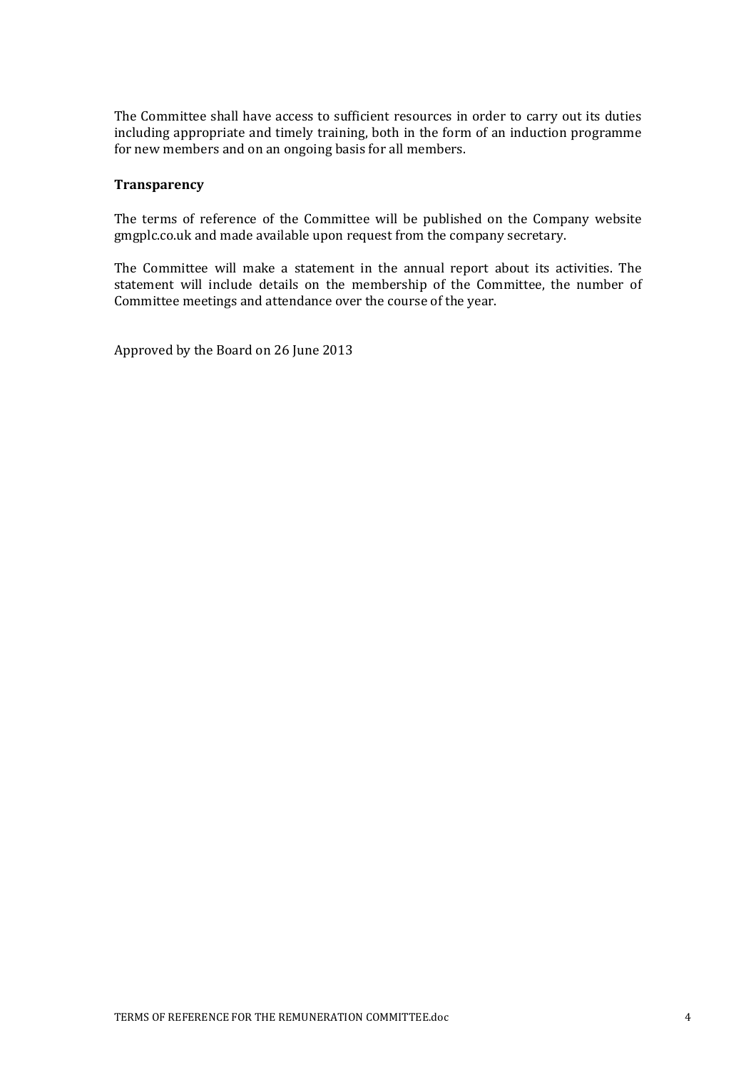The Committee shall have access to sufficient resources in order to carry out its duties including appropriate and timely training, both in the form of an induction programme for new members and on an ongoing basis for all members.

**Transparency**

The terms of reference of the Committee will be published on the Company website gmgplc.co.uk and made available upon request from the company secretary.

The Committee will make a statement in the annual report about its activities. The statement will include details on the membership of the Committee, the number of Committee meetings and attendance over the course of the year.

Approved by the Board on 26 June 2013